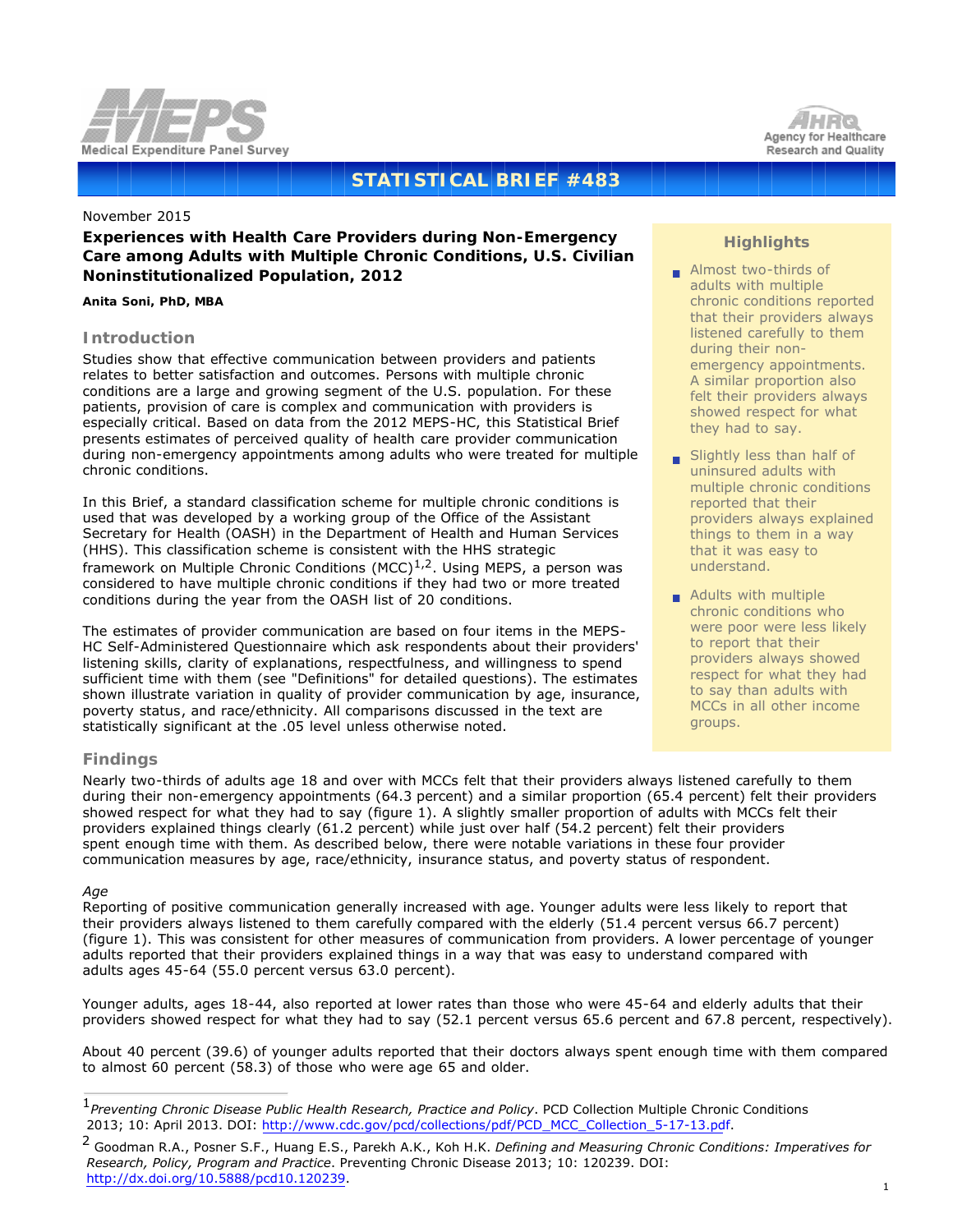Medical Expenditure Panel Survey

Agency for Healthcare Research and Quality

# STATISTICAL BRIEF #483

November 2015

## Experiences with Health Care Providers during Non-Emergency Care among Adults with Multiple Chronic Conditions, U.S. Civilian Noninstitutionalized Population, 2012

**Anita Soni, PhD, MBA**

### Highlights

- Almost two-thirds of adults with multiple chronic conditions reported that their providers always listened carefully to them during their non-emergency appointments. A similar proportion also felt their providers always showed respect for what they had to say.
- Slightly less than half of uninsured adults with multiple chronic conditions reported that their providers always explained things to them in a way that it was easy to understand.
- Adults with multiple chronic conditions who were poor were less likely to report that their providers always showed respect for what they had to say than adults with MCCs in all other income groups.

### Introduction

Studies show that effective communication between providers and patients relates to better satisfaction and outcomes. Persons with multiple chronic conditions are a large and growing segment of the U.S. population. For these patients, provision of care is complex and communication with providers is especially critical. Based on data from the 2012 MEPS-HC, this Statistical Brief presents estimates of perceived quality of health care provider communication during non-emergency appointments among adults who were treated for multiple chronic conditions.

In this Brief, a standard classification scheme for multiple chronic conditions is used that was developed by a working group of the Office of the Assistant Secretary for Health (OASH) in the Department of Health and Human Services (HHS). This classification scheme is consistent with the HHS strategic framework on Multiple Chronic Conditions (MCC)[1,2]. Using MEPS, a person was considered to have multiple chronic conditions if they had two or more treated conditions during the year from the OASH list of 20 conditions.

The estimates of provider communication are based on four items in the MEPS-HC Self-Administered Questionnaire which ask respondents about their providers' listening skills, clarity of explanations, respectfulness, and willingness to spend sufficient time with them (see "Definitions" for detailed questions). The estimates shown illustrate variation in quality of provider communication by age, insurance, poverty status, and race/ethnicity. All comparisons discussed in the text are statistically significant at the .05 level unless otherwise noted.

### Findings

Nearly two-thirds of adults age 18 and over with MCCs felt that their providers always listened carefully to them during their non-emergency appointments (64.3 percent) and a similar proportion (65.4 percent) felt their providers showed respect for what they had to say (figure 1). A slightly smaller proportion of adults with MCCs felt their providers explained things clearly (61.2 percent) while just over half (54.2 percent) felt their providers spent enough time with them. As described below, there were notable variations in these four provider communication measures by age, race/ethnicity, insurance status, and poverty status of respondent.

*Age*

Reporting of positive communication generally increased with age. Younger adults were less likely to report that their providers always listened to them carefully compared with the elderly (51.4 percent versus 66.7 percent) (figure 1). This was consistent for other measures of communication from providers. A lower percentage of younger adults reported that their providers explained things in a way that was easy to understand compared with adults ages 45-64 (55.0 percent versus 63.0 percent).

Younger adults, ages 18-44, also reported at lower rates than those who were 45-64 and elderly adults that their providers showed respect for what they had to say (52.1 percent versus 65.6 percent and 67.8 percent, respectively).

About 40 percent (39.6) of younger adults reported that their doctors always spent enough time with them compared to almost 60 percent (58.3) of those who were age 65 and older.

---

[1] *Preventing Chronic Disease Public Health Research, Practice and Policy*. PCD Collection Multiple Chronic Conditions 2013; 10: April 2013. DOI: http://www.cdc.gov/pcd/collections/pdf/PCD_MCC_Collection_5-17-13.pdf.

[2] Goodman R.A., Posner S.F., Huang E.S., Parekh A.K., Koh H.K. *Defining and Measuring Chronic Conditions: Imperatives for Research, Policy, Program and Practice*. Preventing Chronic Disease 2013; 10: 120239. DOI: http://dx.doi.org/10.5888/pcd10.120239.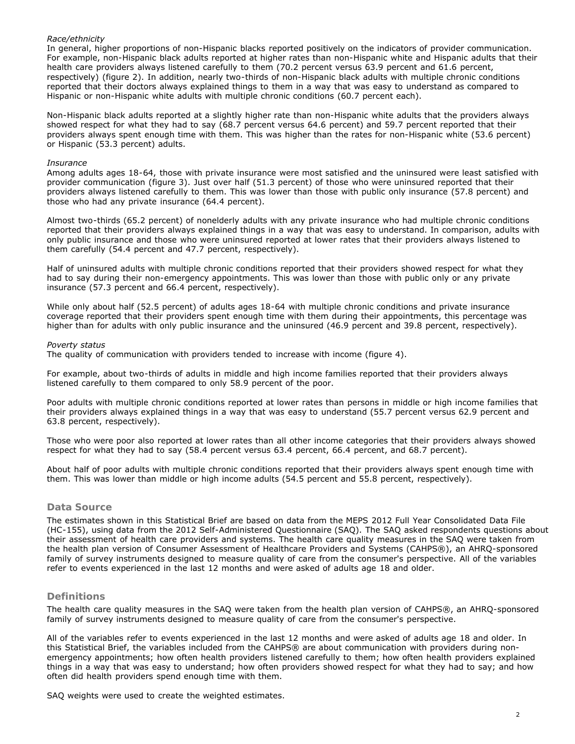*Race/ethnicity*

In general, higher proportions of non-Hispanic blacks reported positively on the indicators of provider communication. For example, non-Hispanic black adults reported at higher rates than non-Hispanic white and Hispanic adults that their health care providers always listened carefully to them (70.2 percent versus 63.9 percent and 61.6 percent, respectively) (figure 2). In addition, nearly two-thirds of non-Hispanic black adults with multiple chronic conditions reported that their doctors always explained things to them in a way that was easy to understand as compared to Hispanic or non-Hispanic white adults with multiple chronic conditions (60.7 percent each).

Non-Hispanic black adults reported at a slightly higher rate than non-Hispanic white adults that the providers always showed respect for what they had to say (68.7 percent versus 64.6 percent) and 59.7 percent reported that their providers always spent enough time with them. This was higher than the rates for non-Hispanic white (53.6 percent) or Hispanic (53.3 percent) adults.

*Insurance*

Among adults ages 18-64, those with private insurance were most satisfied and the uninsured were least satisfied with provider communication (figure 3). Just over half (51.3 percent) of those who were uninsured reported that their providers always listened carefully to them. This was lower than those with public only insurance (57.8 percent) and those who had any private insurance (64.4 percent).

Almost two-thirds (65.2 percent) of nonelderly adults with any private insurance who had multiple chronic conditions reported that their providers always explained things in a way that was easy to understand. In comparison, adults with only public insurance and those who were uninsured reported at lower rates that their providers always listened to them carefully (54.4 percent and 47.7 percent, respectively).

Half of uninsured adults with multiple chronic conditions reported that their providers showed respect for what they had to say during their non-emergency appointments. This was lower than those with public only or any private insurance (57.3 percent and 66.4 percent, respectively).

While only about half (52.5 percent) of adults ages 18-64 with multiple chronic conditions and private insurance coverage reported that their providers spent enough time with them during their appointments, this percentage was higher than for adults with only public insurance and the uninsured (46.9 percent and 39.8 percent, respectively).

*Poverty status*

The quality of communication with providers tended to increase with income (figure 4).

For example, about two-thirds of adults in middle and high income families reported that their providers always listened carefully to them compared to only 58.9 percent of the poor.

Poor adults with multiple chronic conditions reported at lower rates than persons in middle or high income families that their providers always explained things in a way that was easy to understand (55.7 percent versus 62.9 percent and 63.8 percent, respectively).

Those who were poor also reported at lower rates than all other income categories that their providers always showed respect for what they had to say (58.4 percent versus 63.4 percent, 66.4 percent, and 68.7 percent).

About half of poor adults with multiple chronic conditions reported that their providers always spent enough time with them. This was lower than middle or high income adults (54.5 percent and 55.8 percent, respectively).

## Data Source

The estimates shown in this Statistical Brief are based on data from the MEPS 2012 Full Year Consolidated Data File (HC-155), using data from the 2012 Self-Administered Questionnaire (SAQ). The SAQ asked respondents questions about their assessment of health care providers and systems. The health care quality measures in the SAQ were taken from the health plan version of Consumer Assessment of Healthcare Providers and Systems (CAHPS®), an AHRQ-sponsored family of survey instruments designed to measure quality of care from the consumer's perspective. All of the variables refer to events experienced in the last 12 months and were asked of adults age 18 and older.

## Definitions

The health care quality measures in the SAQ were taken from the health plan version of CAHPS®, an AHRQ-sponsored family of survey instruments designed to measure quality of care from the consumer's perspective.

All of the variables refer to events experienced in the last 12 months and were asked of adults age 18 and older. In this Statistical Brief, the variables included from the CAHPS® are about communication with providers during non-emergency appointments; how often health providers listened carefully to them; how often health providers explained things in a way that was easy to understand; how often providers showed respect for what they had to say; and how often did health providers spend enough time with them.

SAQ weights were used to create the weighted estimates.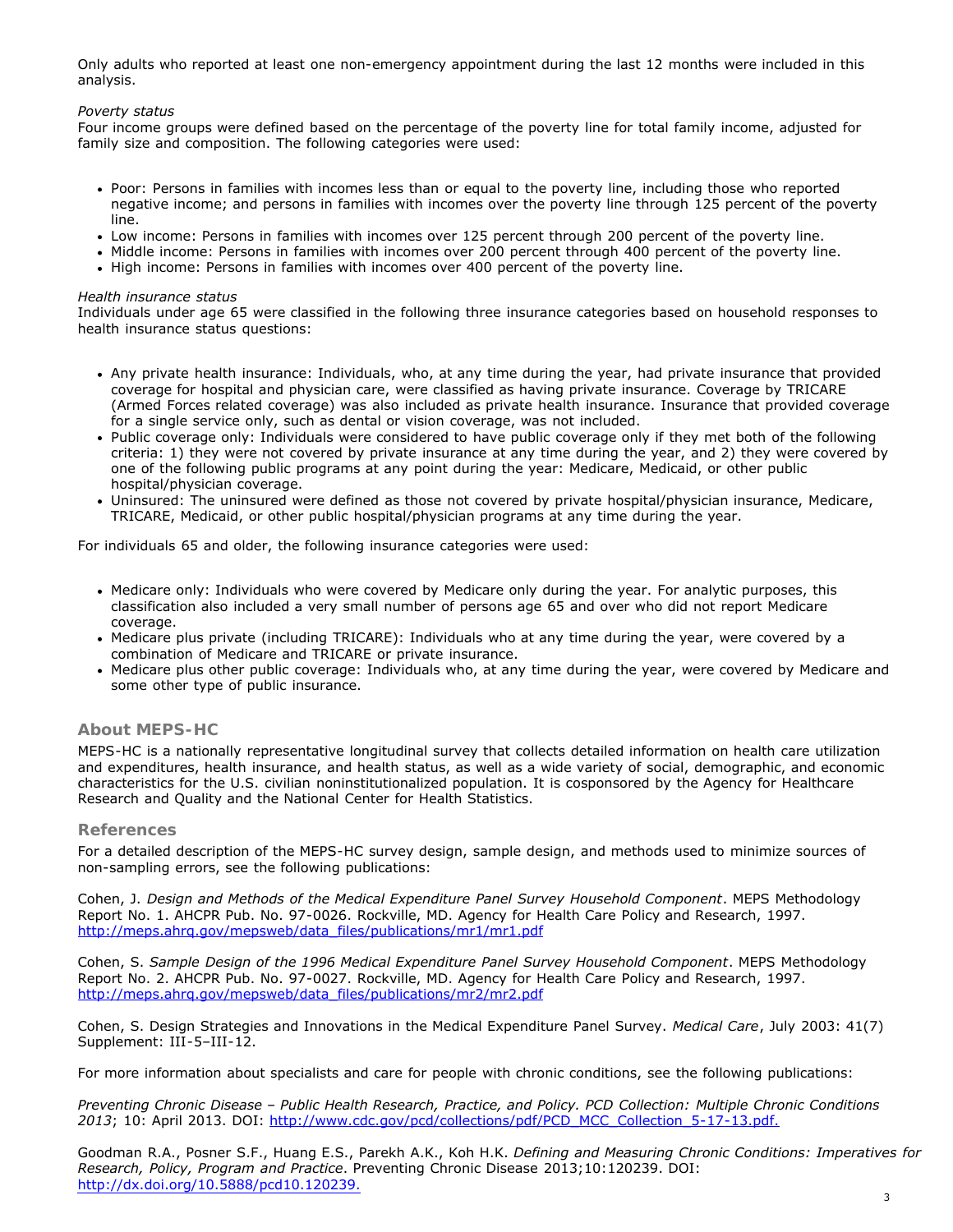Only adults who reported at least one non-emergency appointment during the last 12 months were included in this analysis.

*Poverty status*
Four income groups were defined based on the percentage of the poverty line for total family income, adjusted for family size and composition. The following categories were used:

- Poor: Persons in families with incomes less than or equal to the poverty line, including those who reported negative income; and persons in families with incomes over the poverty line through 125 percent of the poverty line.
- Low income: Persons in families with incomes over 125 percent through 200 percent of the poverty line.
- Middle income: Persons in families with incomes over 200 percent through 400 percent of the poverty line.
- High income: Persons in families with incomes over 400 percent of the poverty line.

*Health insurance status*
Individuals under age 65 were classified in the following three insurance categories based on household responses to health insurance status questions:

- Any private health insurance: Individuals, who, at any time during the year, had private insurance that provided coverage for hospital and physician care, were classified as having private insurance. Coverage by TRICARE (Armed Forces related coverage) was also included as private health insurance. Insurance that provided coverage for a single service only, such as dental or vision coverage, was not included.
- Public coverage only: Individuals were considered to have public coverage only if they met both of the following criteria: 1) they were not covered by private insurance at any time during the year, and 2) they were covered by one of the following public programs at any point during the year: Medicare, Medicaid, or other public hospital/physician coverage.
- Uninsured: The uninsured were defined as those not covered by private hospital/physician insurance, Medicare, TRICARE, Medicaid, or other public hospital/physician programs at any time during the year.

For individuals 65 and older, the following insurance categories were used:

- Medicare only: Individuals who were covered by Medicare only during the year. For analytic purposes, this classification also included a very small number of persons age 65 and over who did not report Medicare coverage.
- Medicare plus private (including TRICARE): Individuals who at any time during the year, were covered by a combination of Medicare and TRICARE or private insurance.
- Medicare plus other public coverage: Individuals who, at any time during the year, were covered by Medicare and some other type of public insurance.

## About MEPS-HC

MEPS-HC is a nationally representative longitudinal survey that collects detailed information on health care utilization and expenditures, health insurance, and health status, as well as a wide variety of social, demographic, and economic characteristics for the U.S. civilian noninstitutionalized population. It is cosponsored by the Agency for Healthcare Research and Quality and the National Center for Health Statistics.

## References

For a detailed description of the MEPS-HC survey design, sample design, and methods used to minimize sources of non-sampling errors, see the following publications:

Cohen, J. *Design and Methods of the Medical Expenditure Panel Survey Household Component*. MEPS Methodology Report No. 1. AHCPR Pub. No. 97-0026. Rockville, MD. Agency for Health Care Policy and Research, 1997. http://meps.ahrq.gov/mepsweb/data_files/publications/mr1/mr1.pdf

Cohen, S. *Sample Design of the 1996 Medical Expenditure Panel Survey Household Component*. MEPS Methodology Report No. 2. AHCPR Pub. No. 97-0027. Rockville, MD. Agency for Health Care Policy and Research, 1997. http://meps.ahrq.gov/mepsweb/data_files/publications/mr2/mr2.pdf

Cohen, S. Design Strategies and Innovations in the Medical Expenditure Panel Survey. *Medical Care*, July 2003: 41(7) Supplement: III-5–III-12.

For more information about specialists and care for people with chronic conditions, see the following publications:

*Preventing Chronic Disease – Public Health Research, Practice, and Policy. PCD Collection: Multiple Chronic Conditions 2013*; 10: April 2013. DOI: http://www.cdc.gov/pcd/collections/pdf/PCD_MCC_Collection_5-17-13.pdf.

Goodman R.A., Posner S.F., Huang E.S., Parekh A.K., Koh H.K. *Defining and Measuring Chronic Conditions: Imperatives for Research, Policy, Program and Practice*. Preventing Chronic Disease 2013;10:120239. DOI: http://dx.doi.org/10.5888/pcd10.120239.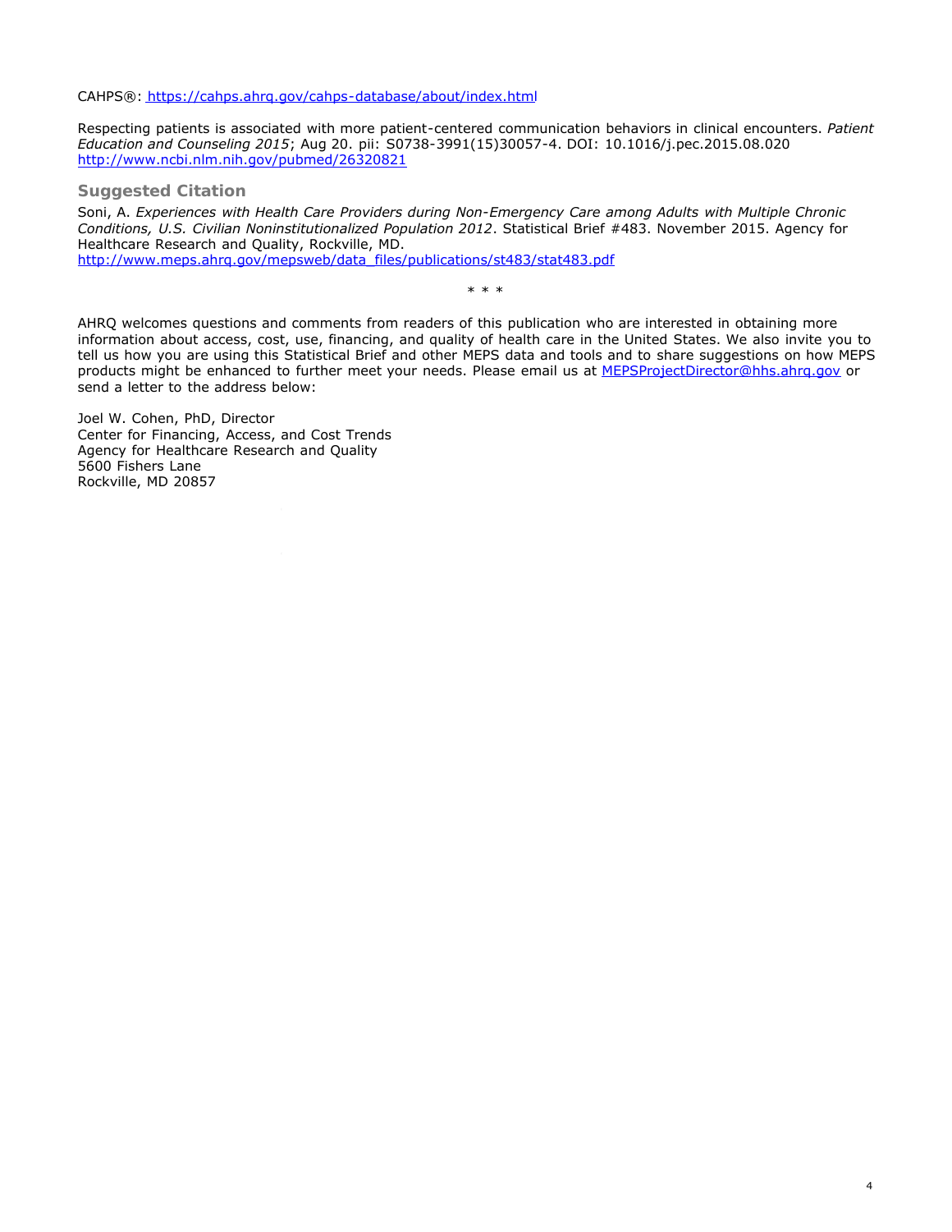CAHPS®: https://cahps.ahrq.gov/cahps-database/about/index.html

Respecting patients is associated with more patient-centered communication behaviors in clinical encounters. *Patient Education and Counseling 2015*; Aug 20. pii: S0738-3991(15)30057-4. DOI: 10.1016/j.pec.2015.08.020 http://www.ncbi.nlm.nih.gov/pubmed/26320821

### Suggested Citation

Soni, A. *Experiences with Health Care Providers during Non-Emergency Care among Adults with Multiple Chronic Conditions, U.S. Civilian Noninstitutionalized Population 2012*. Statistical Brief #483. November 2015. Agency for Healthcare Research and Quality, Rockville, MD. http://www.meps.ahrq.gov/mepsweb/data_files/publications/st483/stat483.pdf

\* \* \*

AHRQ welcomes questions and comments from readers of this publication who are interested in obtaining more information about access, cost, use, financing, and quality of health care in the United States. We also invite you to tell us how you are using this Statistical Brief and other MEPS data and tools and to share suggestions on how MEPS products might be enhanced to further meet your needs. Please email us at MEPSProjectDirector@hhs.ahrq.gov or send a letter to the address below:

Joel W. Cohen, PhD, Director
Center for Financing, Access, and Cost Trends
Agency for Healthcare Research and Quality
5600 Fishers Lane
Rockville, MD 20857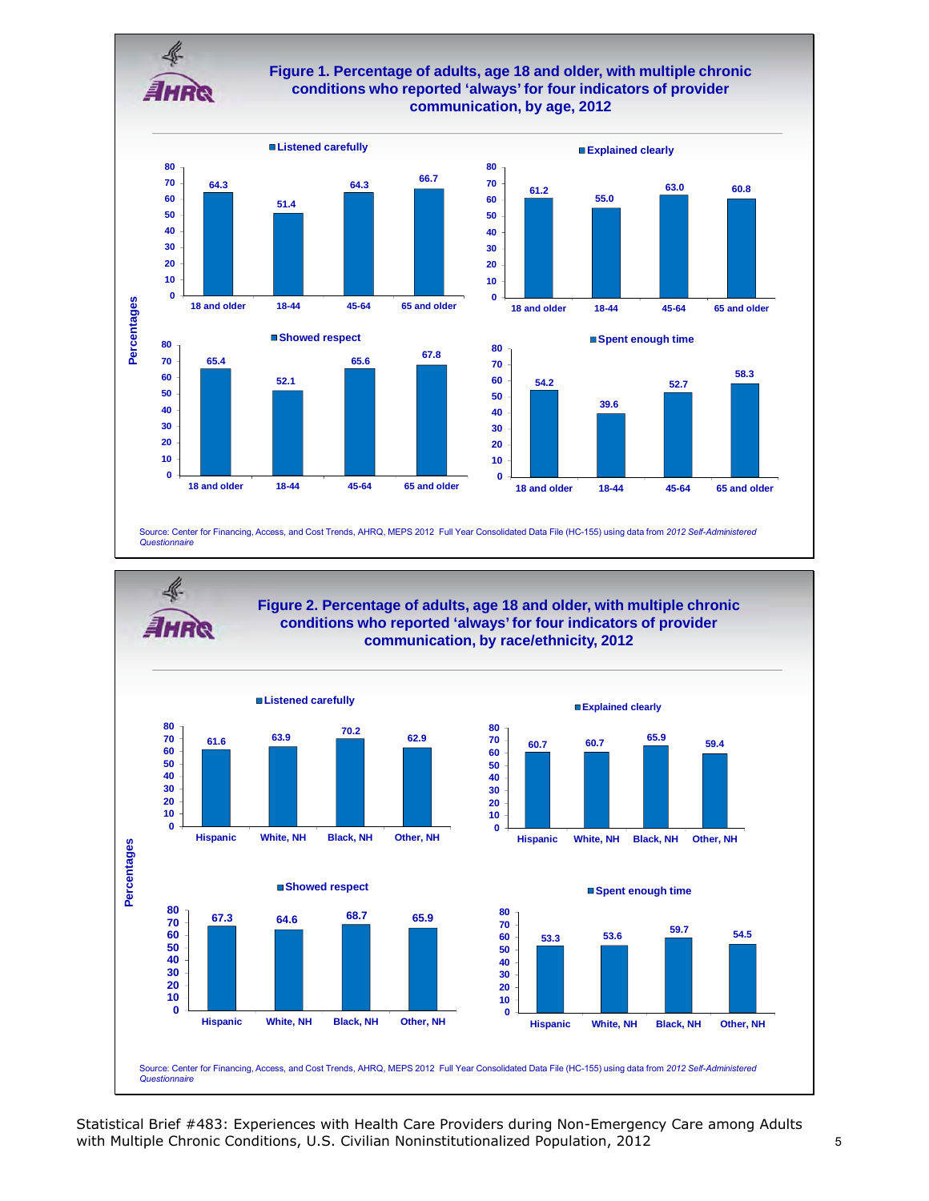## Figure 1. Percentage of adults, age 18 and older, with multiple chronic conditions who reported 'always' for four indicators of provider communication, by age, 2012

| | 18 and older | 18-44 | 45-64 | 65 and older |
|---|---|---|---|---|
| Listened carefully | 64.3 | 51.4 | 64.3 | 66.7 |
| Explained clearly | 61.2 | 55.0 | 63.0 | 60.8 |
| Showed respect | 65.4 | 52.1 | 65.6 | 67.8 |
| Spent enough time | 54.2 | 39.6 | 52.7 | 58.3 |

Percentages

Source: Center for Financing, Access, and Cost Trends, AHRQ, MEPS 2012 Full Year Consolidated Data File (HC-155) using data from *2012 Self-Administered Questionnaire*

## Figure 2. Percentage of adults, age 18 and older, with multiple chronic conditions who reported 'always' for four indicators of provider communication, by race/ethnicity, 2012

| | Hispanic | White, NH | Black, NH | Other, NH |
|---|---|---|---|---|
| Listened carefully | 61.6 | 63.9 | 70.2 | 62.9 |
| Explained clearly | 60.7 | 60.7 | 65.9 | 59.4 |
| Showed respect | 67.3 | 64.6 | 68.7 | 65.9 |
| Spent enough time | 53.3 | 53.6 | 59.7 | 54.5 |

Percentages

Source: Center for Financing, Access, and Cost Trends, AHRQ, MEPS 2012 Full Year Consolidated Data File (HC-155) using data from *2012 Self-Administered Questionnaire*

Statistical Brief #483: Experiences with Health Care Providers during Non-Emergency Care among Adults with Multiple Chronic Conditions, U.S. Civilian Noninstitutionalized Population, 2012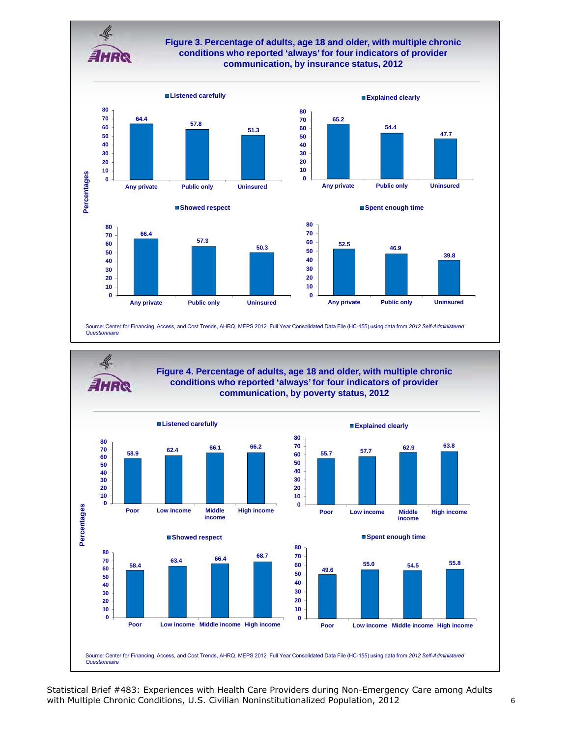## Figure 3. Percentage of adults, age 18 and older, with multiple chronic conditions who reported 'always' for four indicators of provider communication, by insurance status, 2012

Percentages

Listened carefully

80
70
60
50
40
30
20
10
0

64.4
57.8
51.3

Any private
Public only
Uninsured

Explained clearly

80
70
60
50
40
30
20
10
0

65.2
54.4
47.7

Any private
Public only
Uninsured

Showed respect

80
70
60
50
40
30
20
10
0

66.4
57.3
50.3

Any private
Public only
Uninsured

Spent enough time

80
70
60
50
40
30
20
10
0

52.5
46.9
39.8

Any private
Public only
Uninsured

Source: Center for Financing, Access, and Cost Trends, AHRQ, MEPS 2012 Full Year Consolidated Data File (HC-155) using data from *2012 Self-Administered Questionnaire*

## Figure 4. Percentage of adults, age 18 and older, with multiple chronic conditions who reported 'always' for four indicators of provider communication, by poverty status, 2012

Percentages

Listened carefully

80
70
60
50
40
30
20
10
0

58.9
62.4
66.1
66.2

Poor
Low income
Middle income
High income

Explained clearly

80
70
60
50
40
30
20
10
0

55.7
57.7
62.9
63.8

Poor
Low income
Middle income
High income

Showed respect

80
70
60
50
40
30
20
10
0

58.4
63.4
66.4
68.7

Poor
Low income
Middle income
High income

Spent enough time

80
70
60
50
40
30
20
10
0

49.6
55.0
54.5
55.8

Poor
Low income
Middle income
High income

Source: Center for Financing, Access, and Cost Trends, AHRQ, MEPS 2012 Full Year Consolidated Data File (HC-155) using data from *2012 Self-Administered Questionnaire*